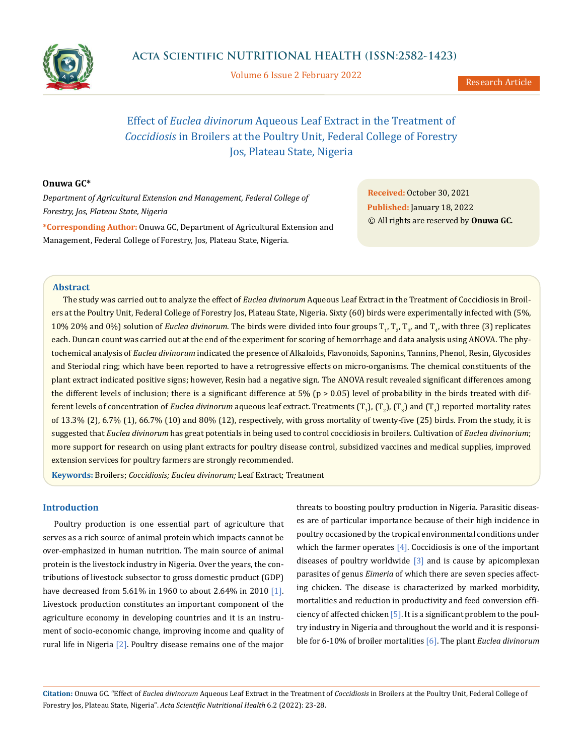# Effect of *Euclea divinorum* Aqueous Leaf Extract in the Treatment of *Coccidiosis* in Broilers at the Poultry Unit, Federal College of Forestry Jos, Plateau State, Nigeria

**Onuwa GC***

*Department of Agricultural Extension and Management, Federal College of Forestry, Jos, Plateau State, Nigeria*

***Corresponding Author:** Onuwa GC, Department of Agricultural Extension and Management, Federal College of Forestry, Jos, Plateau State, Nigeria.

**Received:** October 30, 2021
**Published:** January 18, 2022
© All rights are reserved by **Onuwa GC.**

Research Article

## Abstract

The study was carried out to analyze the effect of *Euclea divinorum* Aqueous Leaf Extract in the Treatment of Coccidiosis in Broilers at the Poultry Unit, Federal College of Forestry Jos, Plateau State, Nigeria. Sixty (60) birds were experimentally infected with (5%, 10% 20% and 0%) solution of *Euclea divinorum*. The birds were divided into four groups $T_1$, $T_2$, $T_3$, and $T_4$, with three (3) replicates each. Duncan count was carried out at the end of the experiment for scoring of hemorrhage and data analysis using ANOVA. The phytochemical analysis of *Euclea divinorum* indicated the presence of Alkaloids, Flavonoids, Saponins, Tannins, Phenol, Resin, Glycosides and Steriodal ring; which have been reported to have a retrogressive effects on micro-organisms. The chemical constituents of the plant extract indicated positive signs; however, Resin had a negative sign. The ANOVA result revealed significant differences among the different levels of inclusion; there is a significant difference at 5% ($p > 0.05$) level of probability in the birds treated with different levels of concentration of *Euclea divinorum* aqueous leaf extract. Treatments ($T_1$), ($T_2$), ($T_3$) and ($T_4$) reported mortality rates of 13.3% (2), 6.7% (1), 66.7% (10) and 80% (12), respectively, with gross mortality of twenty-five (25) birds. From the study, it is suggested that *Euclea divinorum* has great potentials in being used to control coccidiosis in broilers. Cultivation of *Euclea divinorium*; more support for research on using plant extracts for poultry disease control, subsidized vaccines and medical supplies, improved extension services for poultry farmers are strongly recommended.

**Keywords:** Broilers; *Coccidiosis; Euclea divinorum;* Leaf Extract; Treatment

## Introduction

Poultry production is one essential part of agriculture that serves as a rich source of animal protein which impacts cannot be over-emphasized in human nutrition. The main source of animal protein is the livestock industry in Nigeria. Over the years, the contributions of livestock subsector to gross domestic product (GDP) have decreased from 5.61% in 1960 to about 2.64% in 2010 [1]. Livestock production constitutes an important component of the agriculture economy in developing countries and it is an instrument of socio-economic change, improving income and quality of rural life in Nigeria [2]. Poultry disease remains one of the major threats to boosting poultry production in Nigeria. Parasitic diseases are of particular importance because of their high incidence in poultry occasioned by the tropical environmental conditions under which the farmer operates [4]. Coccidiosis is one of the important diseases of poultry worldwide [3] and is cause by apicomplexan parasites of genus *Eimeria* of which there are seven species affecting chicken. The disease is characterized by marked morbidity, mortalities and reduction in productivity and feed conversion efficiency of affected chicken [5]. It is a significant problem to the poultry industry in Nigeria and throughout the world and it is responsible for 6-10% of broiler mortalities [6]. The plant *Euclea divinorum*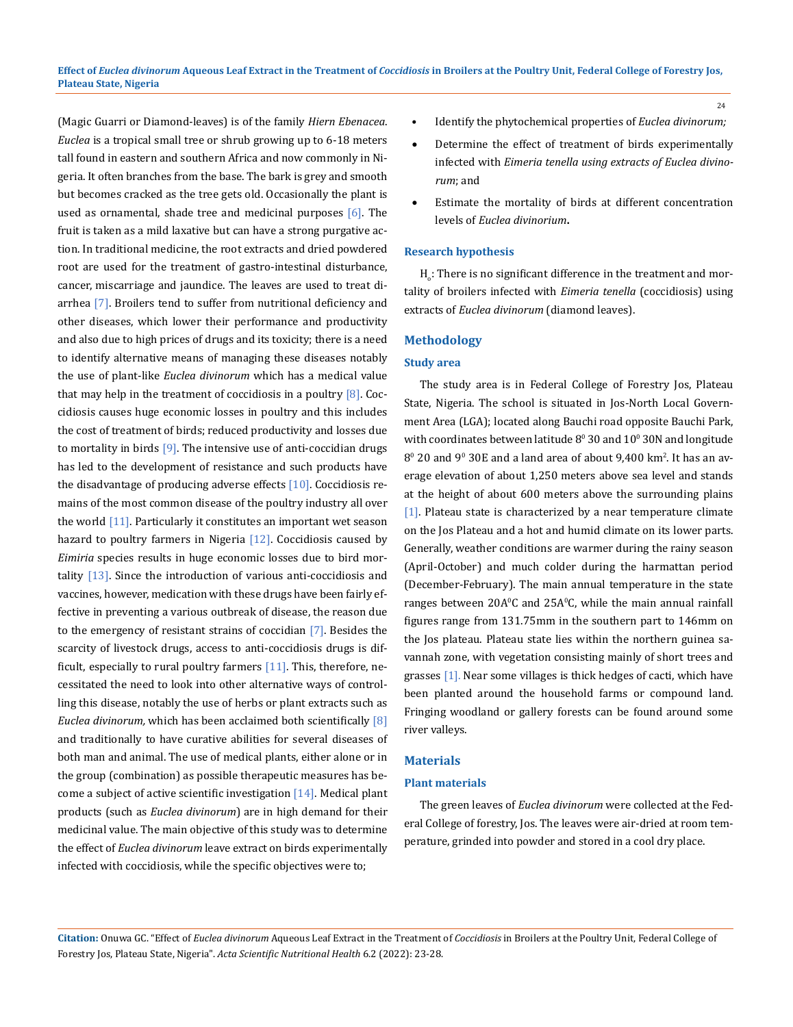(Magic Guarri or Diamond-leaves) is of the family *Hiern Ebenacea*. *Euclea* is a tropical small tree or shrub growing up to 6-18 meters tall found in eastern and southern Africa and now commonly in Nigeria. It often branches from the base. The bark is grey and smooth but becomes cracked as the tree gets old. Occasionally the plant is used as ornamental, shade tree and medicinal purposes [6]. The fruit is taken as a mild laxative but can have a strong purgative action. In traditional medicine, the root extracts and dried powdered root are used for the treatment of gastro-intestinal disturbance, cancer, miscarriage and jaundice. The leaves are used to treat diarrhea [7]. Broilers tend to suffer from nutritional deficiency and other diseases, which lower their performance and productivity and also due to high prices of drugs and its toxicity; there is a need to identify alternative means of managing these diseases notably the use of plant-like *Euclea divinorum* which has a medical value that may help in the treatment of coccidiosis in a poultry [8]. Coccidiosis causes huge economic losses in poultry and this includes the cost of treatment of birds; reduced productivity and losses due to mortality in birds [9]. The intensive use of anti-coccidian drugs has led to the development of resistance and such products have the disadvantage of producing adverse effects [10]. Coccidiosis remains of the most common disease of the poultry industry all over the world [11]. Particularly it constitutes an important wet season hazard to poultry farmers in Nigeria [12]. Coccidiosis caused by *Eimiria* species results in huge economic losses due to bird mortality [13]. Since the introduction of various anti-coccidiosis and vaccines, however, medication with these drugs have been fairly effective in preventing a various outbreak of disease, the reason due to the emergency of resistant strains of coccidian [7]. Besides the scarcity of livestock drugs, access to anti-coccidiosis drugs is difficult, especially to rural poultry farmers [11]. This, therefore, necessitated the need to look into other alternative ways of controlling this disease, notably the use of herbs or plant extracts such as *Euclea divinorum,* which has been acclaimed both scientifically [8] and traditionally to have curative abilities for several diseases of both man and animal. The use of medical plants, either alone or in the group (combination) as possible therapeutic measures has become a subject of active scientific investigation [14]. Medical plant products (such as *Euclea divinorum*) are in high demand for their medicinal value. The main objective of this study was to determine the effect of *Euclea divinorum* leave extract on birds experimentally infected with coccidiosis, while the specific objectives were to;

- Identify the phytochemical properties of *Euclea divinorum;*
- Determine the effect of treatment of birds experimentally infected with *Eimeria tenella using extracts of Euclea divinorum*; and
- Estimate the mortality of birds at different concentration levels of *Euclea divinorium***.**

### Research hypothesis

$H_o$: There is no significant difference in the treatment and mortality of broilers infected with *Eimeria tenella* (coccidiosis) using extracts of *Euclea divinorum* (diamond leaves).

## Methodology

### Study area

The study area is in Federal College of Forestry Jos, Plateau State, Nigeria. The school is situated in Jos-North Local Government Area (LGA); located along Bauchi road opposite Bauchi Park, with coordinates between latitude $8^0$ 30 and $10^0$ 30N and longitude $8^0$ 20 and $9^0$ 30E and a land area of about 9,400 $km^2$. It has an average elevation of about 1,250 meters above sea level and stands at the height of about 600 meters above the surrounding plains [1]. Plateau state is characterized by a near temperature climate on the Jos Plateau and a hot and humid climate on its lower parts. Generally, weather conditions are warmer during the rainy season (April-October) and much colder during the harmattan period (December-February). The main annual temperature in the state ranges between 20$A^0$C and 25$A^0$C, while the main annual rainfall figures range from 131.75mm in the southern part to 146mm on the Jos plateau. Plateau state lies within the northern guinea savannah zone, with vegetation consisting mainly of short trees and grasses [1]. Near some villages is thick hedges of cacti, which have been planted around the household farms or compound land. Fringing woodland or gallery forests can be found around some river valleys.

## Materials

### Plant materials

The green leaves of *Euclea divinorum* were collected at the Federal College of forestry, Jos. The leaves were air-dried at room temperature, grinded into powder and stored in a cool dry place.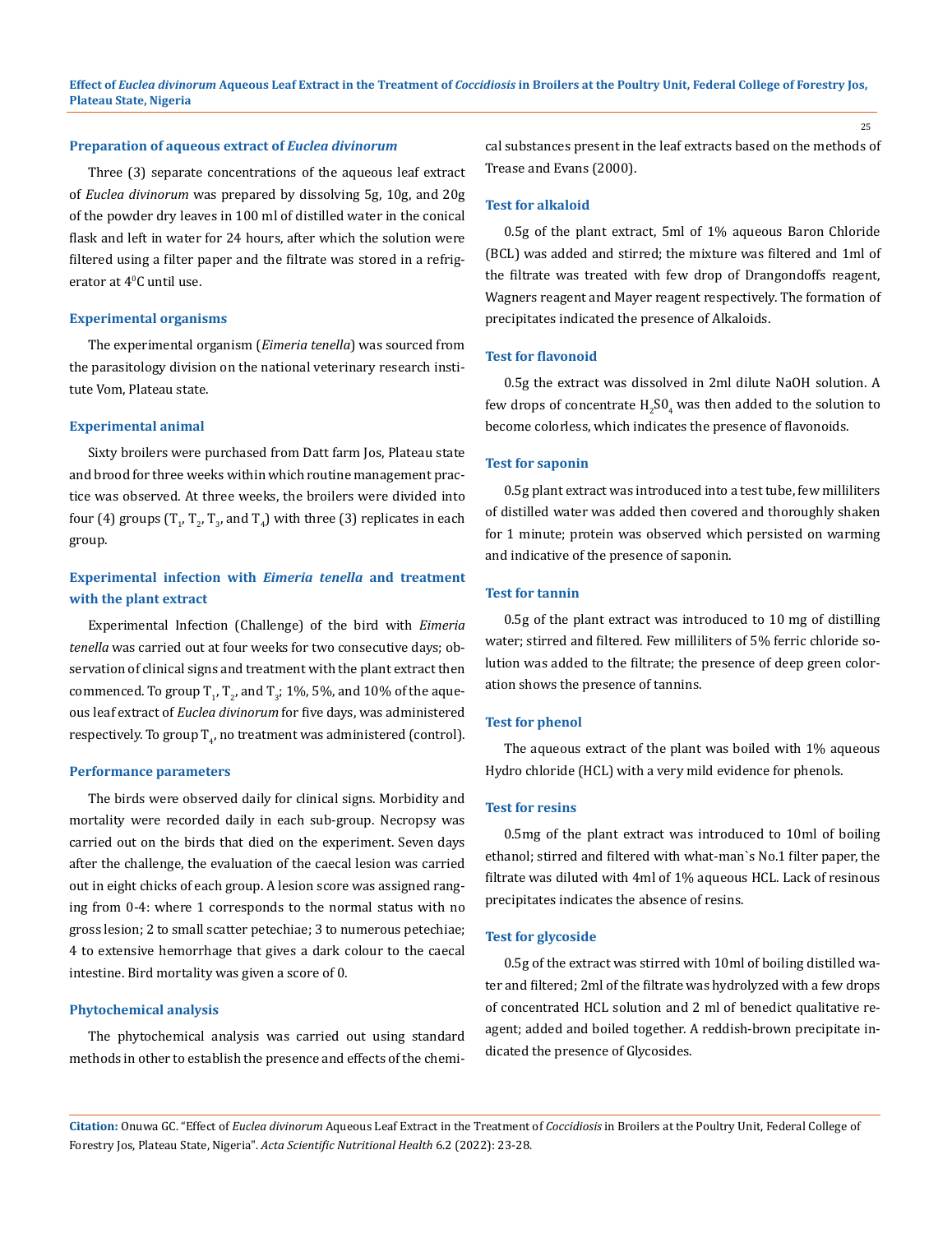### Preparation of aqueous extract of *Euclea divinorum*

Three (3) separate concentrations of the aqueous leaf extract of *Euclea divinorum* was prepared by dissolving 5g, 10g, and 20g of the powder dry leaves in 100 ml of distilled water in the conical flask and left in water for 24 hours, after which the solution were filtered using a filter paper and the filtrate was stored in a refrigerator at $4^0$C until use.

### Experimental organisms

The experimental organism (*Eimeria tenella*) was sourced from the parasitology division on the national veterinary research institute Vom, Plateau state.

### Experimental animal

Sixty broilers were purchased from Datt farm Jos, Plateau state and brood for three weeks within which routine management practice was observed. At three weeks, the broilers were divided into four (4) groups ($T_1$, $T_2$, $T_3$, and $T_4$) with three (3) replicates in each group.

### Experimental infection with *Eimeria tenella* and treatment with the plant extract

Experimental Infection (Challenge) of the bird with *Eimeria tenella* was carried out at four weeks for two consecutive days; observation of clinical signs and treatment with the plant extract then commenced. To group $T_1$, $T_2$, and $T_3$; 1%, 5%, and 10% of the aqueous leaf extract of *Euclea divinorum* for five days, was administered respectively. To group $T_4$, no treatment was administered (control).

### Performance parameters

The birds were observed daily for clinical signs. Morbidity and mortality were recorded daily in each sub-group. Necropsy was carried out on the birds that died on the experiment. Seven days after the challenge, the evaluation of the caecal lesion was carried out in eight chicks of each group. A lesion score was assigned ranging from 0-4: where 1 corresponds to the normal status with no gross lesion; 2 to small scatter petechiae; 3 to numerous petechiae; 4 to extensive hemorrhage that gives a dark colour to the caecal intestine. Bird mortality was given a score of 0.

### Phytochemical analysis

The phytochemical analysis was carried out using standard methods in other to establish the presence and effects of the chemical substances present in the leaf extracts based on the methods of Trease and Evans (2000).

### Test for alkaloid

0.5g of the plant extract, 5ml of 1% aqueous Baron Chloride (BCL) was added and stirred; the mixture was filtered and 1ml of the filtrate was treated with few drop of Drangondoffs reagent, Wagners reagent and Mayer reagent respectively. The formation of precipitates indicated the presence of Alkaloids.

### Test for flavonoid

0.5g the extract was dissolved in 2ml dilute NaOH solution. A few drops of concentrate $H_2S0_4$ was then added to the solution to become colorless, which indicates the presence of flavonoids.

### Test for saponin

0.5g plant extract was introduced into a test tube, few milliliters of distilled water was added then covered and thoroughly shaken for 1 minute; protein was observed which persisted on warming and indicative of the presence of saponin.

### Test for tannin

0.5g of the plant extract was introduced to 10 mg of distilling water; stirred and filtered. Few milliliters of 5% ferric chloride solution was added to the filtrate; the presence of deep green coloration shows the presence of tannins.

### Test for phenol

The aqueous extract of the plant was boiled with 1% aqueous Hydro chloride (HCL) with a very mild evidence for phenols.

### Test for resins

0.5mg of the plant extract was introduced to 10ml of boiling ethanol; stirred and filtered with what-man`s No.1 filter paper, the filtrate was diluted with 4ml of 1% aqueous HCL. Lack of resinous precipitates indicates the absence of resins.

### Test for glycoside

0.5g of the extract was stirred with 10ml of boiling distilled water and filtered; 2ml of the filtrate was hydrolyzed with a few drops of concentrated HCL solution and 2 ml of benedict qualitative reagent; added and boiled together. A reddish-brown precipitate indicated the presence of Glycosides.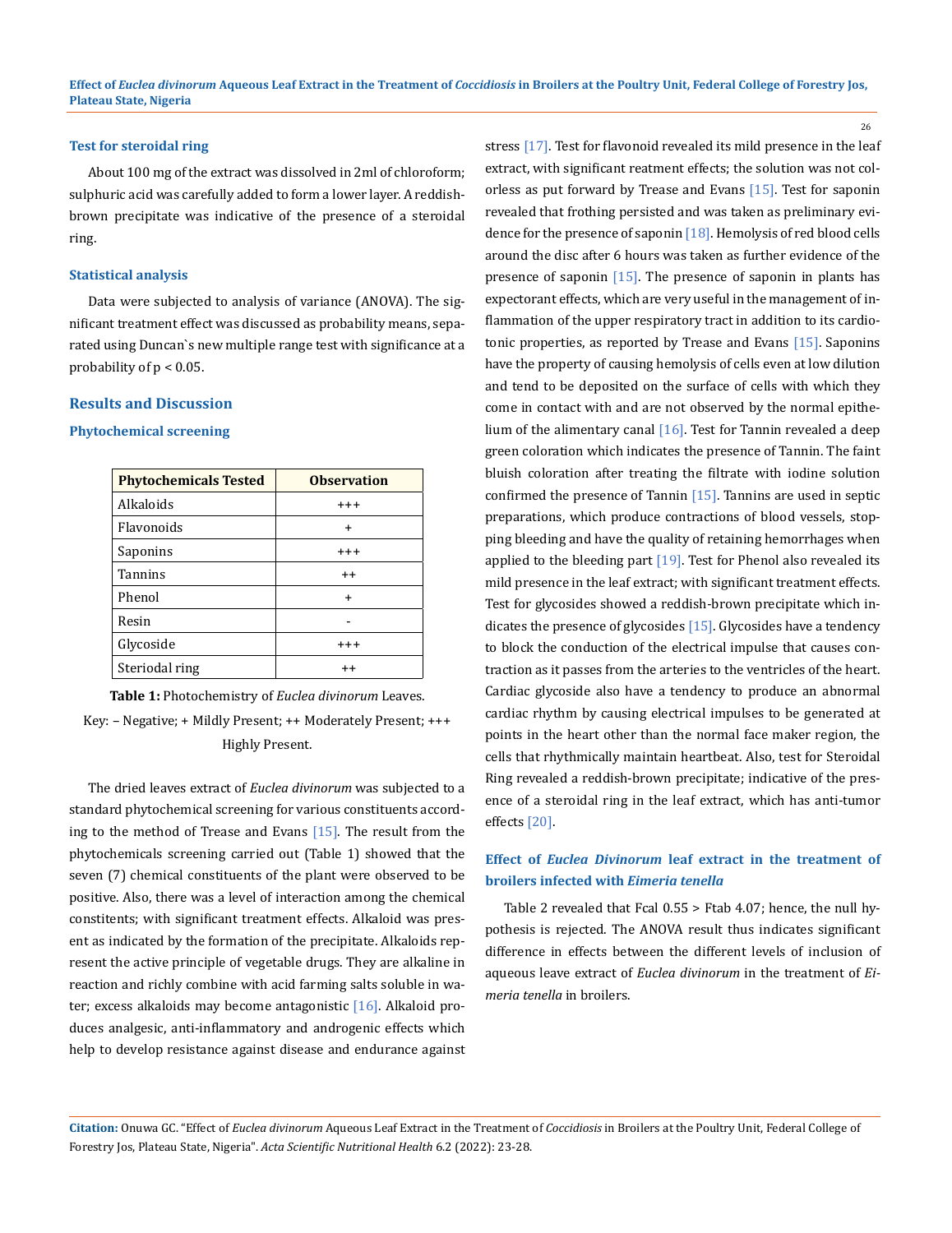### Test for steroidal ring

About 100 mg of the extract was dissolved in 2ml of chloroform; sulphuric acid was carefully added to form a lower layer. A reddish-brown precipitate was indicative of the presence of a steroidal ring.

### Statistical analysis

Data were subjected to analysis of variance (ANOVA). The significant treatment effect was discussed as probability means, separated using Duncan`s new multiple range test with significance at a probability of $p < 0.05$.

## Results and Discussion

### Phytochemical screening

| Phytochemicals Tested | Observation |
|---|---|
| Alkaloids | +++ |
| Flavonoids | + |
| Saponins | +++ |
| Tannins | ++ |
| Phenol | + |
| Resin | - |
| Glycoside | +++ |
| Steriodal ring | ++ |

**Table 1:** Photochemistry of *Euclea divinorum* Leaves.

Key: – Negative; + Mildly Present; ++ Moderately Present; +++ Highly Present.

The dried leaves extract of *Euclea divinorum* was subjected to a standard phytochemical screening for various constituents according to the method of Trease and Evans [15]. The result from the phytochemicals screening carried out (Table 1) showed that the seven (7) chemical constituents of the plant were observed to be positive. Also, there was a level of interaction among the chemical constitents; with significant treatment effects. Alkaloid was present as indicated by the formation of the precipitate. Alkaloids represent the active principle of vegetable drugs. They are alkaline in reaction and richly combine with acid farming salts soluble in water; excess alkaloids may become antagonistic [16]. Alkaloid produces analgesic, anti-inflammatory and androgenic effects which help to develop resistance against disease and endurance against stress [17]. Test for flavonoid revealed its mild presence in the leaf extract, with significant reatment effects; the solution was not colorless as put forward by Trease and Evans [15]. Test for saponin revealed that frothing persisted and was taken as preliminary evidence for the presence of saponin [18]. Hemolysis of red blood cells around the disc after 6 hours was taken as further evidence of the presence of saponin [15]. The presence of saponin in plants has expectorant effects, which are very useful in the management of inflammation of the upper respiratory tract in addition to its cardiotonic properties, as reported by Trease and Evans [15]. Saponins have the property of causing hemolysis of cells even at low dilution and tend to be deposited on the surface of cells with which they come in contact with and are not observed by the normal epithelium of the alimentary canal [16]. Test for Tannin revealed a deep green coloration which indicates the presence of Tannin. The faint bluish coloration after treating the filtrate with iodine solution confirmed the presence of Tannin [15]. Tannins are used in septic preparations, which produce contractions of blood vessels, stopping bleeding and have the quality of retaining hemorrhages when applied to the bleeding part [19]. Test for Phenol also revealed its mild presence in the leaf extract; with significant treatment effects. Test for glycosides showed a reddish-brown precipitate which indicates the presence of glycosides [15]. Glycosides have a tendency to block the conduction of the electrical impulse that causes contraction as it passes from the arteries to the ventricles of the heart. Cardiac glycoside also have a tendency to produce an abnormal cardiac rhythm by causing electrical impulses to be generated at points in the heart other than the normal face maker region, the cells that rhythmically maintain heartbeat. Also, test for Steroidal Ring revealed a reddish-brown precipitate; indicative of the presence of a steroidal ring in the leaf extract, which has anti-tumor effects [20].

### Effect of *Euclea Divinorum* leaf extract in the treatment of broilers infected with *Eimeria tenella*

Table 2 revealed that Fcal 0.55 > Ftab 4.07; hence, the null hypothesis is rejected. The ANOVA result thus indicates significant difference in effects between the different levels of inclusion of aqueous leave extract of *Euclea divinorum* in the treatment of *Eimeria tenella* in broilers.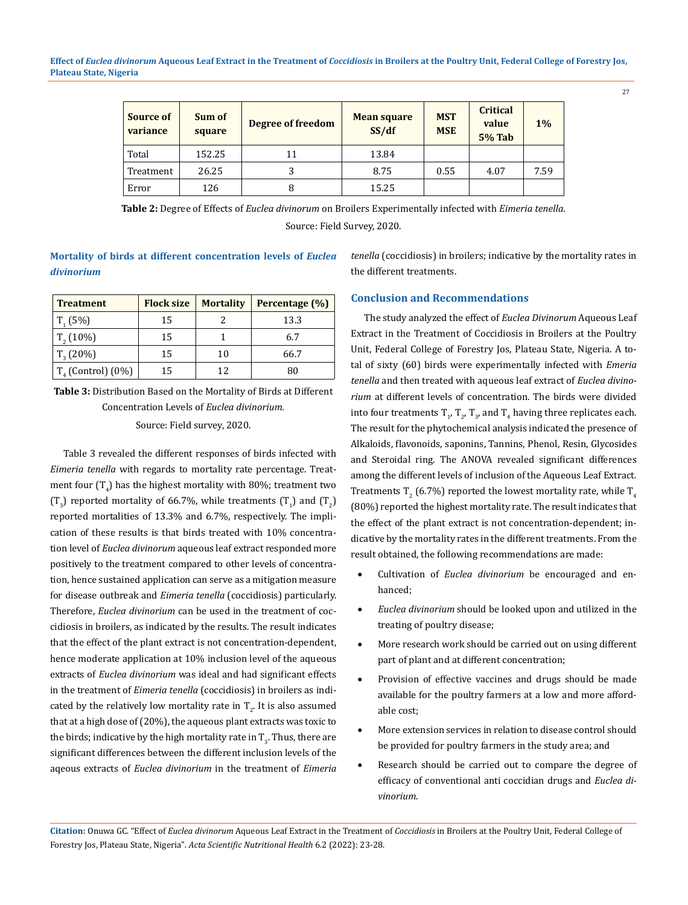| Source of variance | Sum of square | Degree of freedom | Mean square SS/df | MST MSE | Critical value 5% Tab | 1% |
|---|---|---|---|---|---|---|
| Total | 152.25 | 11 | 13.84 | | | |
| Treatment | 26.25 | 3 | 8.75 | 0.55 | 4.07 | 7.59 |
| Error | 126 | 8 | 15.25 | | | |

**Table 2:** Degree of Effects of *Euclea divinorum* on Broilers Experimentally infected with *Eimeria tenella.*

Source: Field Survey, 2020.

### Mortality of birds at different concentration levels of *Euclea divinorium*

| Treatment | Flock size | Mortality | Percentage (%) |
|---|---|---|---|
| $T_1$ (5%) | 15 | 2 | 13.3 |
| $T_2$ (10%) | 15 | 1 | 6.7 |
| $T_3$ (20%) | 15 | 10 | 66.7 |
| $T_4$ (Control) (0%) | 15 | 12 | 80 |

**Table 3:** Distribution Based on the Mortality of Birds at Different Concentration Levels of *Euclea divinorium.*

Source: Field survey, 2020.

Table 3 revealed the different responses of birds infected with *Eimeria tenella* with regards to mortality rate percentage. Treatment four ($T_4$) has the highest mortality with 80%; treatment two ($T_3$) reported mortality of 66.7%, while treatments ($T_1$) and ($T_2$) reported mortalities of 13.3% and 6.7%, respectively. The implication of these results is that birds treated with 10% concentration level of *Euclea divinorum* aqueous leaf extract responded more positively to the treatment compared to other levels of concentration, hence sustained application can serve as a mitigation measure for disease outbreak and *Eimeria tenella* (coccidiosis) particularly. Therefore, *Euclea divinorium* can be used in the treatment of coccidiosis in broilers, as indicated by the results. The result indicates that the effect of the plant extract is not concentration-dependent, hence moderate application at 10% inclusion level of the aqueous extracts of *Euclea divinorium* was ideal and had significant effects in the treatment of *Eimeria tenella* (coccidiosis) in broilers as indicated by the relatively low mortality rate in $T_2$. It is also assumed that at a high dose of (20%), the aqueous plant extracts was toxic to the birds; indicative by the high mortality rate in $T_3$. Thus, there are significant differences between the different inclusion levels of the aqeous extracts of *Euclea divinorium* in the treatment of *Eimeria tenella* (coccidiosis) in broilers; indicative by the mortality rates in the different treatments.

## Conclusion and Recommendations

The study analyzed the effect of *Euclea Divinorum* Aqueous Leaf Extract in the Treatment of Coccidiosis in Broilers at the Poultry Unit, Federal College of Forestry Jos, Plateau State, Nigeria. A total of sixty (60) birds were experimentally infected with *Emeria tenella* and then treated with aqueous leaf extract of *Euclea divinorium* at different levels of concentration. The birds were divided into four treatments $T_1$, $T_2$, $T_3$, and $T_4$ having three replicates each. The result for the phytochemical analysis indicated the presence of Alkaloids, flavonoids, saponins, Tannins, Phenol, Resin, Glycosides and Steroidal ring. The ANOVA revealed significant differences among the different levels of inclusion of the Aqueous Leaf Extract. Treatments $T_2$ (6.7%) reported the lowest mortality rate, while $T_4$ (80%) reported the highest mortality rate. The result indicates that the effect of the plant extract is not concentration-dependent; indicative by the mortality rates in the different treatments. From the result obtained, the following recommendations are made:

- Cultivation of *Euclea divinorium* be encouraged and enhanced;
- *Euclea divinorium* should be looked upon and utilized in the treating of poultry disease;
- More research work should be carried out on using different part of plant and at different concentration;
- Provision of effective vaccines and drugs should be made available for the poultry farmers at a low and more affordable cost;
- More extension services in relation to disease control should be provided for poultry farmers in the study area; and
- Research should be carried out to compare the degree of efficacy of conventional anti coccidian drugs and *Euclea divinorium*.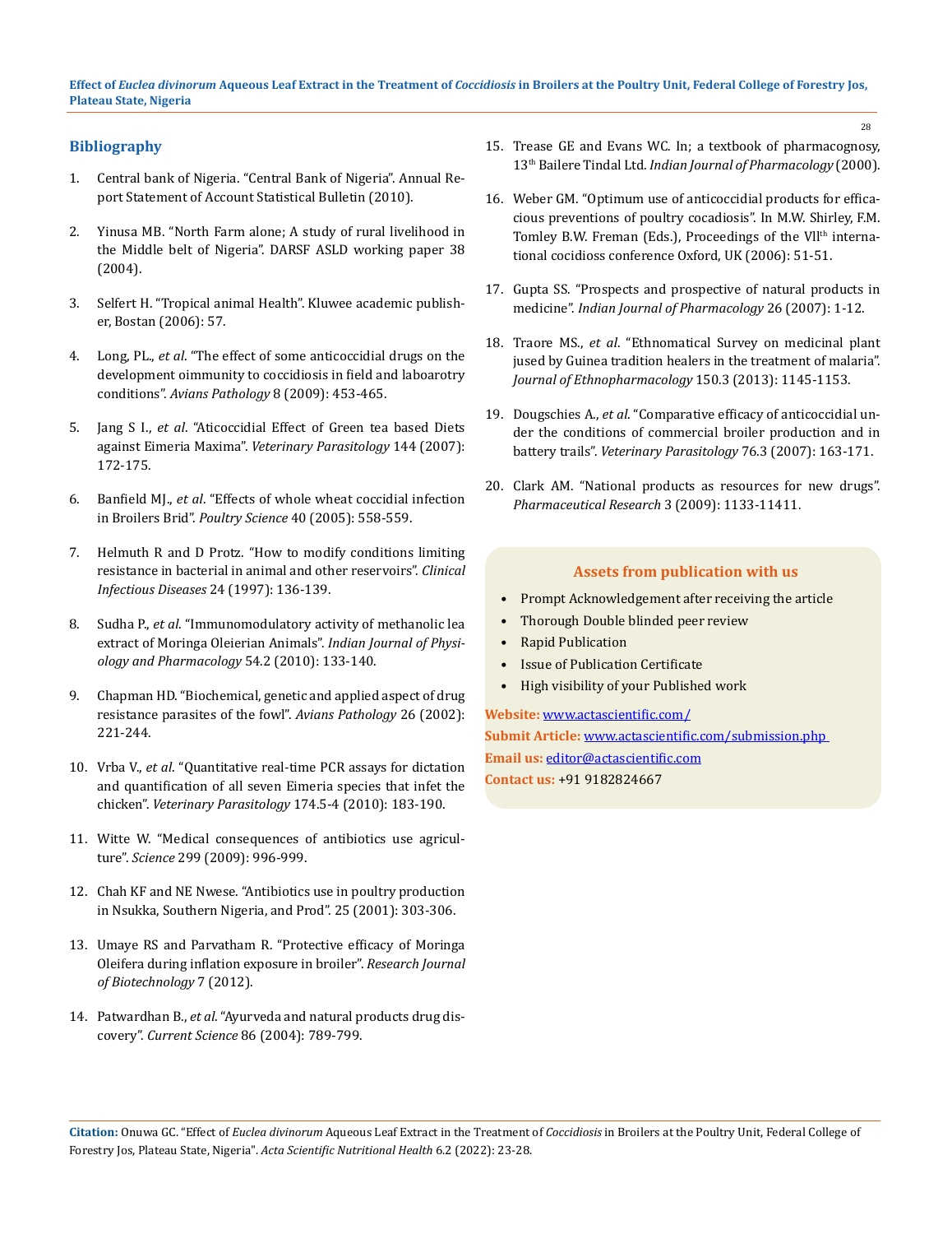## Bibliography

1. Central bank of Nigeria. "Central Bank of Nigeria". Annual Report Statement of Account Statistical Bulletin (2010).
2. Yinusa MB. "North Farm alone; A study of rural livelihood in the Middle belt of Nigeria". DARSF ASLD working paper 38 (2004).
3. Selfert H. "Tropical animal Health". Kluwee academic publisher, Bostan (2006): 57.
4. Long, PL., *et al*. "The effect of some anticoccidial drugs on the development oimmunity to coccidiosis in field and laboarotry conditions". *Avians Pathology* 8 (2009): 453-465.
5. Jang S I., *et al*. "Aticoccidial Effect of Green tea based Diets against Eimeria Maxima". *Veterinary Parasitology* 144 (2007): 172-175.
6. Banfield MJ., *et al*. "Effects of whole wheat coccidial infection in Broilers Brid". *Poultry Science* 40 (2005): 558-559.
7. Helmuth R and D Protz. "How to modify conditions limiting resistance in bacterial in animal and other reservoirs". *Clinical Infectious Diseases* 24 (1997): 136-139.
8. Sudha P., *et al*. "Immunomodulatory activity of methanolic lea extract of Moringa Oleierian Animals". *Indian Journal of Physiology and Pharmacology* 54.2 (2010): 133-140.
9. Chapman HD. "Biochemical, genetic and applied aspect of drug resistance parasites of the fowl". *Avians Pathology* 26 (2002): 221-244.
10. Vrba V., *et al*. "Quantitative real-time PCR assays for dictation and quantification of all seven Eimeria species that infet the chicken". *Veterinary Parasitology* 174.5-4 (2010): 183-190.
11. Witte W. "Medical consequences of antibiotics use agriculture". *Science* 299 (2009): 996-999.
12. Chah KF and NE Nwese. "Antibiotics use in poultry production in Nsukka, Southern Nigeria, and Prod". 25 (2001): 303-306.
13. Umaye RS and Parvatham R. "Protective efficacy of Moringa Oleifera during inflation exposure in broiler". *Research Journal of Biotechnology* 7 (2012).
14. Patwardhan B., *et al*. "Ayurveda and natural products drug discovery". *Current Science* 86 (2004): 789-799.
15. Trease GE and Evans WC. In; a textbook of pharmacognosy, 13th Bailere Tindal Ltd. *Indian Journal of Pharmacology* (2000).
16. Weber GM. "Optimum use of anticoccidial products for efficacious preventions of poultry cocadiosis". In M.W. Shirley, F.M. Tomley B.W. Freman (Eds.), Proceedings of the VIIth international cocidioss conference Oxford, UK (2006): 51-51.
17. Gupta SS. "Prospects and prospective of natural products in medicine". *Indian Journal of Pharmacology* 26 (2007): 1-12.
18. Traore MS., *et al*. "Ethnomatical Survey on medicinal plant jused by Guinea tradition healers in the treatment of malaria". *Journal of Ethnopharmacology* 150.3 (2013): 1145-1153.
19. Dougschies A., *et al*. "Comparative efficacy of anticoccidial under the conditions of commercial broiler production and in battery trails". *Veterinary Parasitology* 76.3 (2007): 163-171.
20. Clark AM. "National products as resources for new drugs". *Pharmaceutical Research* 3 (2009): 1133-11411.

**Assets from publication with us**

- Prompt Acknowledgement after receiving the article
- Thorough Double blinded peer review
- Rapid Publication
- Issue of Publication Certificate
- High visibility of your Published work

**Website:** www.actascientific.com/
**Submit Article:** www.actascientific.com/submission.php
**Email us:** editor@actascientific.com
**Contact us:** +91 9182824667